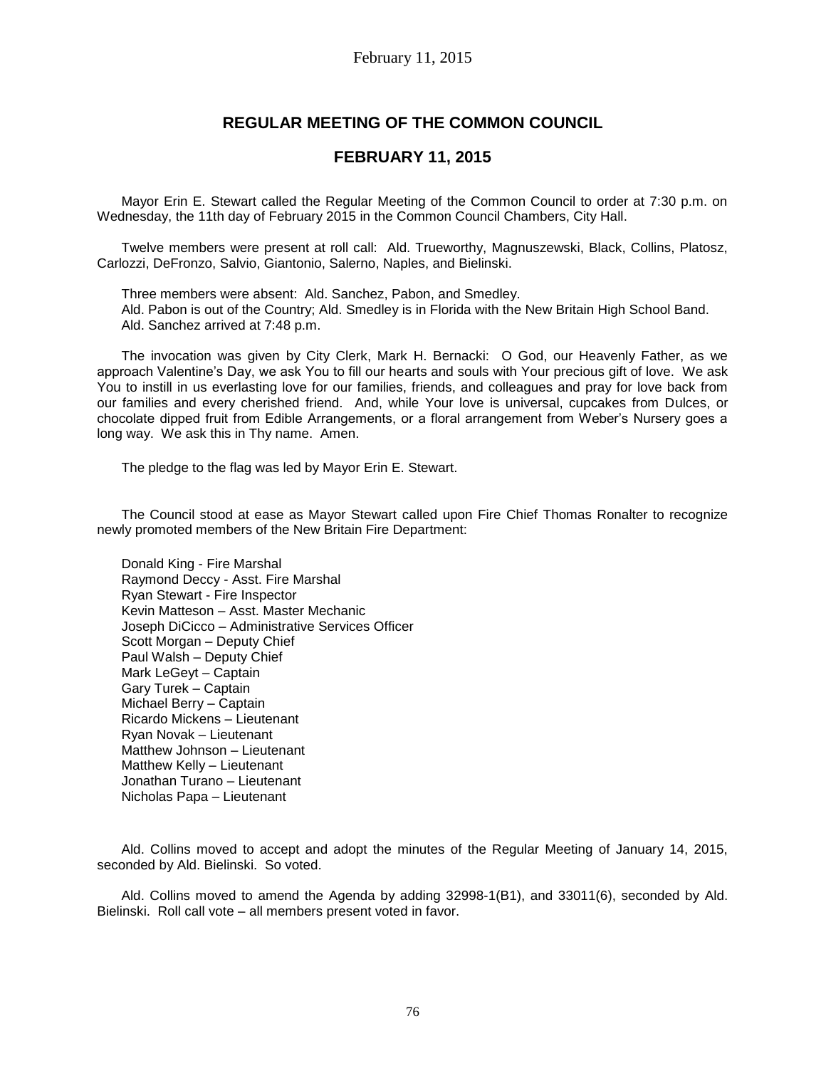# REGULAR MEETING OF THE COMMON COUNCIL

## FEBRUARY 11, 2015

Mayor Erin E. Stewart called the Regular Meeting of the Common Council to order at 7:30 p.m. on Wednesday, the 11th day of February 2015 in the Common Council Chambers, City Hall.

Twelve members were present at roll call: Ald. Trueworthy, Magnuszewski, Black, Collins, Platosz, Carlozzi, DeFronzo, Salvio, Giantonio, Salerno, Naples, and Bielinski.

Three members were absent: Ald. Sanchez, Pabon, and Smedley.
Ald. Pabon is out of the Country; Ald. Smedley is in Florida with the New Britain High School Band.
Ald. Sanchez arrived at 7:48 p.m.

The invocation was given by City Clerk, Mark H. Bernacki: O God, our Heavenly Father, as we approach Valentine's Day, we ask You to fill our hearts and souls with Your precious gift of love. We ask You to instill in us everlasting love for our families, friends, and colleagues and pray for love back from our families and every cherished friend. And, while Your love is universal, cupcakes from Dulces, or chocolate dipped fruit from Edible Arrangements, or a floral arrangement from Weber's Nursery goes a long way. We ask this in Thy name. Amen.

The pledge to the flag was led by Mayor Erin E. Stewart.

The Council stood at ease as Mayor Stewart called upon Fire Chief Thomas Ronalter to recognize newly promoted members of the New Britain Fire Department:

Donald King - Fire Marshal
Raymond Deccy - Asst. Fire Marshal
Ryan Stewart - Fire Inspector
Kevin Matteson – Asst. Master Mechanic
Joseph DiCicco – Administrative Services Officer
Scott Morgan – Deputy Chief
Paul Walsh – Deputy Chief
Mark LeGeyt – Captain
Gary Turek – Captain
Michael Berry – Captain
Ricardo Mickens – Lieutenant
Ryan Novak – Lieutenant
Matthew Johnson – Lieutenant
Matthew Kelly – Lieutenant
Jonathan Turano – Lieutenant
Nicholas Papa – Lieutenant

Ald. Collins moved to accept and adopt the minutes of the Regular Meeting of January 14, 2015, seconded by Ald. Bielinski. So voted.

Ald. Collins moved to amend the Agenda by adding 32998-1(B1), and 33011(6), seconded by Ald. Bielinski. Roll call vote – all members present voted in favor.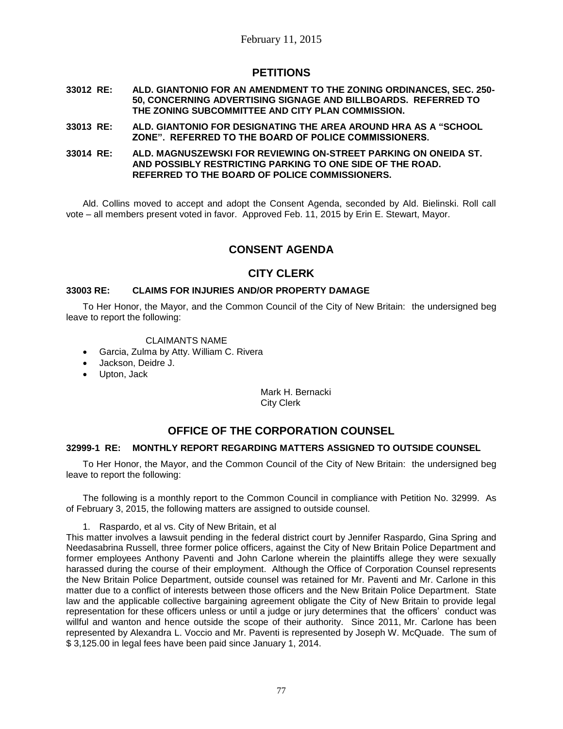## PETITIONS

**33012 RE: ALD. GIANTONIO FOR AN AMENDMENT TO THE ZONING ORDINANCES, SEC. 250-50, CONCERNING ADVERTISING SIGNAGE AND BILLBOARDS. REFERRED TO THE ZONING SUBCOMMITTEE AND CITY PLAN COMMISSION.**

**33013 RE: ALD. GIANTONIO FOR DESIGNATING THE AREA AROUND HRA AS A "SCHOOL ZONE". REFERRED TO THE BOARD OF POLICE COMMISSIONERS.**

**33014 RE: ALD. MAGNUSZEWSKI FOR REVIEWING ON-STREET PARKING ON ONEIDA ST. AND POSSIBLY RESTRICTING PARKING TO ONE SIDE OF THE ROAD. REFERRED TO THE BOARD OF POLICE COMMISSIONERS.**

Ald. Collins moved to accept and adopt the Consent Agenda, seconded by Ald. Bielinski. Roll call vote – all members present voted in favor. Approved Feb. 11, 2015 by Erin E. Stewart, Mayor.

## CONSENT AGENDA

## CITY CLERK

### 33003 RE: CLAIMS FOR INJURIES AND/OR PROPERTY DAMAGE

To Her Honor, the Mayor, and the Common Council of the City of New Britain: the undersigned beg leave to report the following:

CLAIMANTS NAME

- Garcia, Zulma by Atty. William C. Rivera
- Jackson, Deidre J.
- Upton, Jack

Mark H. Bernacki
City Clerk

## OFFICE OF THE CORPORATION COUNSEL

### 32999-1 RE: MONTHLY REPORT REGARDING MATTERS ASSIGNED TO OUTSIDE COUNSEL

To Her Honor, the Mayor, and the Common Council of the City of New Britain: the undersigned beg leave to report the following:

The following is a monthly report to the Common Council in compliance with Petition No. 32999. As of February 3, 2015, the following matters are assigned to outside counsel.

1. Raspardo, et al vs. City of New Britain, et al

This matter involves a lawsuit pending in the federal district court by Jennifer Raspardo, Gina Spring and Needasabrina Russell, three former police officers, against the City of New Britain Police Department and former employees Anthony Paventi and John Carlone wherein the plaintiffs allege they were sexually harassed during the course of their employment. Although the Office of Corporation Counsel represents the New Britain Police Department, outside counsel was retained for Mr. Paventi and Mr. Carlone in this matter due to a conflict of interests between those officers and the New Britain Police Department. State law and the applicable collective bargaining agreement obligate the City of New Britain to provide legal representation for these officers unless or until a judge or jury determines that the officers' conduct was willful and wanton and hence outside the scope of their authority. Since 2011, Mr. Carlone has been represented by Alexandra L. Voccio and Mr. Paventi is represented by Joseph W. McQuade. The sum of $ 3,125.00 in legal fees have been paid since January 1, 2014.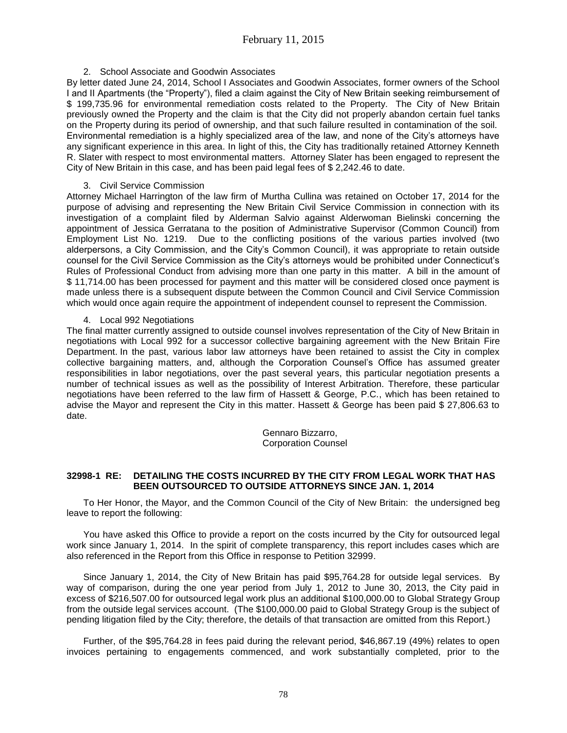2. School Associate and Goodwin Associates

By letter dated June 24, 2014, School I Associates and Goodwin Associates, former owners of the School I and II Apartments (the "Property"), filed a claim against the City of New Britain seeking reimbursement of $ 199,735.96 for environmental remediation costs related to the Property. The City of New Britain previously owned the Property and the claim is that the City did not properly abandon certain fuel tanks on the Property during its period of ownership, and that such failure resulted in contamination of the soil. Environmental remediation is a highly specialized area of the law, and none of the City's attorneys have any significant experience in this area. In light of this, the City has traditionally retained Attorney Kenneth R. Slater with respect to most environmental matters. Attorney Slater has been engaged to represent the City of New Britain in this case, and has been paid legal fees of $ 2,242.46 to date.

3. Civil Service Commission

Attorney Michael Harrington of the law firm of Murtha Cullina was retained on October 17, 2014 for the purpose of advising and representing the New Britain Civil Service Commission in connection with its investigation of a complaint filed by Alderman Salvio against Alderwoman Bielinski concerning the appointment of Jessica Gerratana to the position of Administrative Supervisor (Common Council) from Employment List No. 1219. Due to the conflicting positions of the various parties involved (two alderpersons, a City Commission, and the City's Common Council), it was appropriate to retain outside counsel for the Civil Service Commission as the City's attorneys would be prohibited under Connecticut's Rules of Professional Conduct from advising more than one party in this matter. A bill in the amount of $ 11,714.00 has been processed for payment and this matter will be considered closed once payment is made unless there is a subsequent dispute between the Common Council and Civil Service Commission which would once again require the appointment of independent counsel to represent the Commission.

4. Local 992 Negotiations

The final matter currently assigned to outside counsel involves representation of the City of New Britain in negotiations with Local 992 for a successor collective bargaining agreement with the New Britain Fire Department. In the past, various labor law attorneys have been retained to assist the City in complex collective bargaining matters, and, although the Corporation Counsel's Office has assumed greater responsibilities in labor negotiations, over the past several years, this particular negotiation presents a number of technical issues as well as the possibility of Interest Arbitration. Therefore, these particular negotiations have been referred to the law firm of Hassett & George, P.C., which has been retained to advise the Mayor and represent the City in this matter. Hassett & George has been paid $ 27,806.63 to date.

Gennaro Bizzarro,
Corporation Counsel

**32998-1 RE: DETAILING THE COSTS INCURRED BY THE CITY FROM LEGAL WORK THAT HAS BEEN OUTSOURCED TO OUTSIDE ATTORNEYS SINCE JAN. 1, 2014**

To Her Honor, the Mayor, and the Common Council of the City of New Britain: the undersigned beg leave to report the following:

You have asked this Office to provide a report on the costs incurred by the City for outsourced legal work since January 1, 2014. In the spirit of complete transparency, this report includes cases which are also referenced in the Report from this Office in response to Petition 32999.

Since January 1, 2014, the City of New Britain has paid $95,764.28 for outside legal services. By way of comparison, during the one year period from July 1, 2012 to June 30, 2013, the City paid in excess of $216,507.00 for outsourced legal work plus an additional $100,000.00 to Global Strategy Group from the outside legal services account. (The $100,000.00 paid to Global Strategy Group is the subject of pending litigation filed by the City; therefore, the details of that transaction are omitted from this Report.)

Further, of the $95,764.28 in fees paid during the relevant period, $46,867.19 (49%) relates to open invoices pertaining to engagements commenced, and work substantially completed, prior to the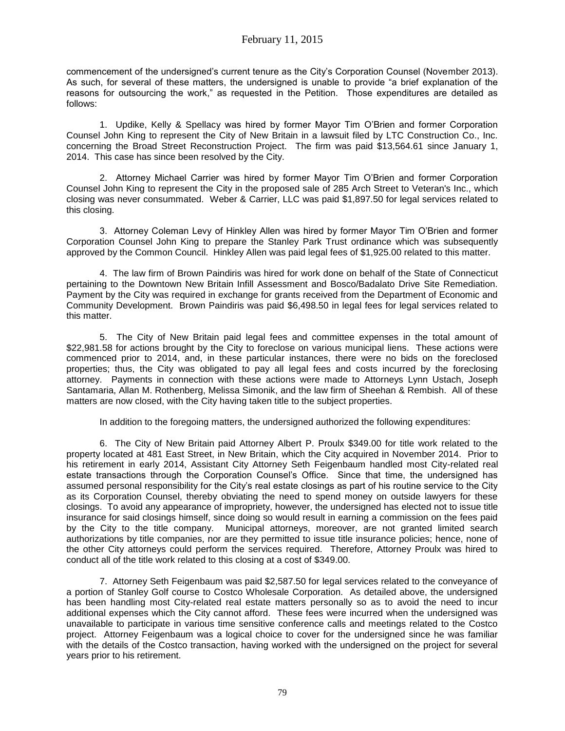commencement of the undersigned's current tenure as the City's Corporation Counsel (November 2013). As such, for several of these matters, the undersigned is unable to provide "a brief explanation of the reasons for outsourcing the work," as requested in the Petition. Those expenditures are detailed as follows:

1. Updike, Kelly & Spellacy was hired by former Mayor Tim O'Brien and former Corporation Counsel John King to represent the City of New Britain in a lawsuit filed by LTC Construction Co., Inc. concerning the Broad Street Reconstruction Project. The firm was paid $13,564.61 since January 1, 2014. This case has since been resolved by the City.

2. Attorney Michael Carrier was hired by former Mayor Tim O'Brien and former Corporation Counsel John King to represent the City in the proposed sale of 285 Arch Street to Veteran's Inc., which closing was never consummated. Weber & Carrier, LLC was paid $1,897.50 for legal services related to this closing.

3. Attorney Coleman Levy of Hinkley Allen was hired by former Mayor Tim O'Brien and former Corporation Counsel John King to prepare the Stanley Park Trust ordinance which was subsequently approved by the Common Council. Hinkley Allen was paid legal fees of $1,925.00 related to this matter.

4. The law firm of Brown Paindiris was hired for work done on behalf of the State of Connecticut pertaining to the Downtown New Britain Infill Assessment and Bosco/Badalato Drive Site Remediation. Payment by the City was required in exchange for grants received from the Department of Economic and Community Development. Brown Paindiris was paid $6,498.50 in legal fees for legal services related to this matter.

5. The City of New Britain paid legal fees and committee expenses in the total amount of $22,981.58 for actions brought by the City to foreclose on various municipal liens. These actions were commenced prior to 2014, and, in these particular instances, there were no bids on the foreclosed properties; thus, the City was obligated to pay all legal fees and costs incurred by the foreclosing attorney. Payments in connection with these actions were made to Attorneys Lynn Ustach, Joseph Santamaria, Allan M. Rothenberg, Melissa Simonik, and the law firm of Sheehan & Rembish. All of these matters are now closed, with the City having taken title to the subject properties.

In addition to the foregoing matters, the undersigned authorized the following expenditures:

6. The City of New Britain paid Attorney Albert P. Proulx $349.00 for title work related to the property located at 481 East Street, in New Britain, which the City acquired in November 2014. Prior to his retirement in early 2014, Assistant City Attorney Seth Feigenbaum handled most City-related real estate transactions through the Corporation Counsel's Office. Since that time, the undersigned has assumed personal responsibility for the City's real estate closings as part of his routine service to the City as its Corporation Counsel, thereby obviating the need to spend money on outside lawyers for these closings. To avoid any appearance of impropriety, however, the undersigned has elected not to issue title insurance for said closings himself, since doing so would result in earning a commission on the fees paid by the City to the title company. Municipal attorneys, moreover, are not granted limited search authorizations by title companies, nor are they permitted to issue title insurance policies; hence, none of the other City attorneys could perform the services required. Therefore, Attorney Proulx was hired to conduct all of the title work related to this closing at a cost of $349.00.

7. Attorney Seth Feigenbaum was paid $2,587.50 for legal services related to the conveyance of a portion of Stanley Golf course to Costco Wholesale Corporation. As detailed above, the undersigned has been handling most City-related real estate matters personally so as to avoid the need to incur additional expenses which the City cannot afford. These fees were incurred when the undersigned was unavailable to participate in various time sensitive conference calls and meetings related to the Costco project. Attorney Feigenbaum was a logical choice to cover for the undersigned since he was familiar with the details of the Costco transaction, having worked with the undersigned on the project for several years prior to his retirement.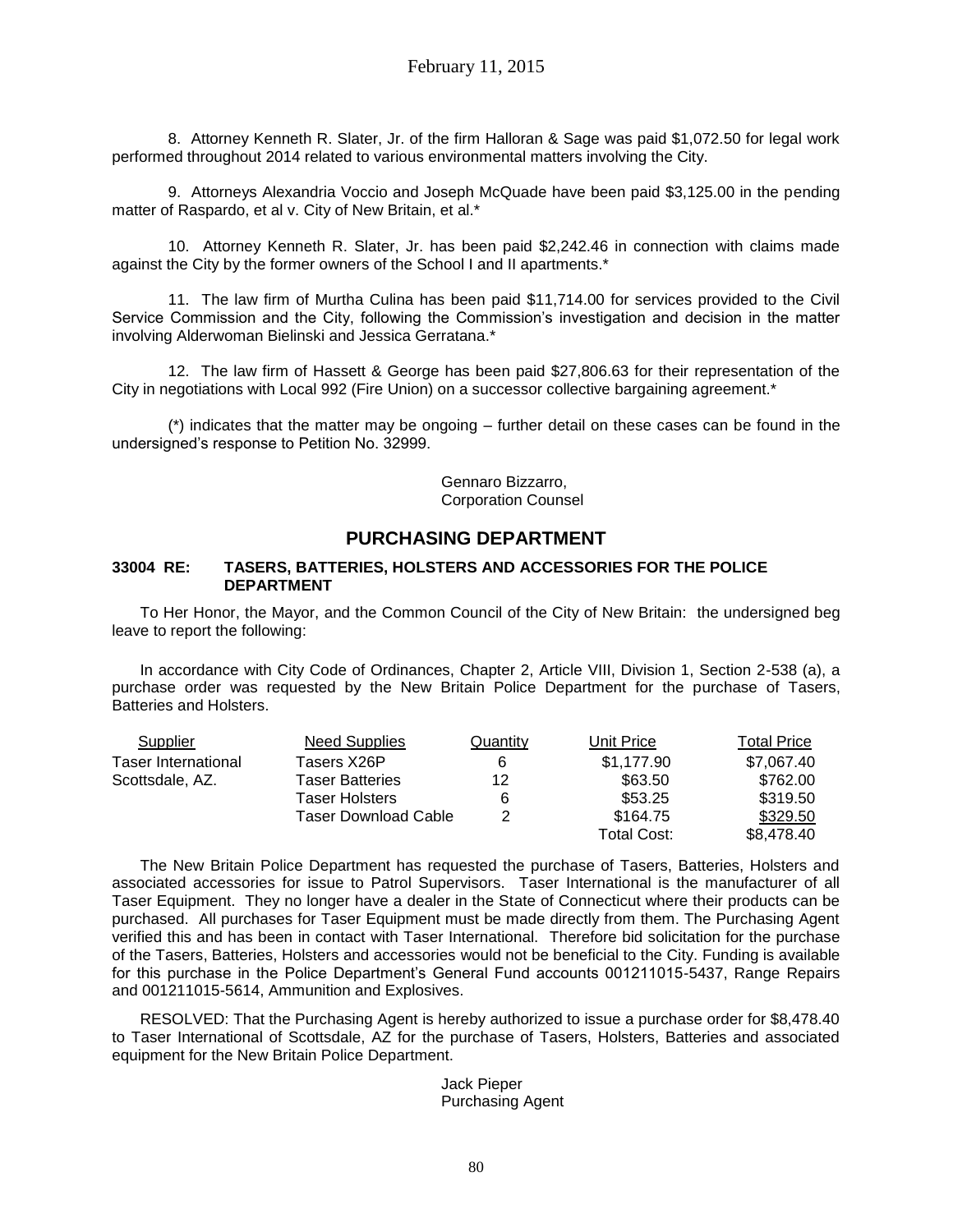8. Attorney Kenneth R. Slater, Jr. of the firm Halloran & Sage was paid $1,072.50 for legal work performed throughout 2014 related to various environmental matters involving the City.

9. Attorneys Alexandria Voccio and Joseph McQuade have been paid $3,125.00 in the pending matter of Raspardo, et al v. City of New Britain, et al.*

10. Attorney Kenneth R. Slater, Jr. has been paid $2,242.46 in connection with claims made against the City by the former owners of the School I and II apartments.*

11. The law firm of Murtha Culina has been paid $11,714.00 for services provided to the Civil Service Commission and the City, following the Commission's investigation and decision in the matter involving Alderwoman Bielinski and Jessica Gerratana.*

12. The law firm of Hassett & George has been paid $27,806.63 for their representation of the City in negotiations with Local 992 (Fire Union) on a successor collective bargaining agreement.*

(*) indicates that the matter may be ongoing – further detail on these cases can be found in the undersigned's response to Petition No. 32999.

Gennaro Bizzarro,
Corporation Counsel

## PURCHASING DEPARTMENT

### 33004 RE: TASERS, BATTERIES, HOLSTERS AND ACCESSORIES FOR THE POLICE DEPARTMENT

To Her Honor, the Mayor, and the Common Council of the City of New Britain: the undersigned beg leave to report the following:

In accordance with City Code of Ordinances, Chapter 2, Article VIII, Division 1, Section 2-538 (a), a purchase order was requested by the New Britain Police Department for the purchase of Tasers, Batteries and Holsters.

| Supplier | Need Supplies | Quantity | Unit Price | Total Price |
|---|---|---|---|---|
| Taser International | Tasers X26P | 6 | $1,177.90 | $7,067.40 |
| Scottsdale, AZ. | Taser Batteries | 12 | $63.50 | $762.00 |
| | Taser Holsters | 6 | $53.25 | $319.50 |
| | Taser Download Cable | 2 | $164.75 | $329.50 |
| | | | Total Cost: | $8,478.40 |

The New Britain Police Department has requested the purchase of Tasers, Batteries, Holsters and associated accessories for issue to Patrol Supervisors. Taser International is the manufacturer of all Taser Equipment. They no longer have a dealer in the State of Connecticut where their products can be purchased. All purchases for Taser Equipment must be made directly from them. The Purchasing Agent verified this and has been in contact with Taser International. Therefore bid solicitation for the purchase of the Tasers, Batteries, Holsters and accessories would not be beneficial to the City. Funding is available for this purchase in the Police Department's General Fund accounts 001211015-5437, Range Repairs and 001211015-5614, Ammunition and Explosives.

RESOLVED: That the Purchasing Agent is hereby authorized to issue a purchase order for $8,478.40 to Taser International of Scottsdale, AZ for the purchase of Tasers, Holsters, Batteries and associated equipment for the New Britain Police Department.

Jack Pieper
Purchasing Agent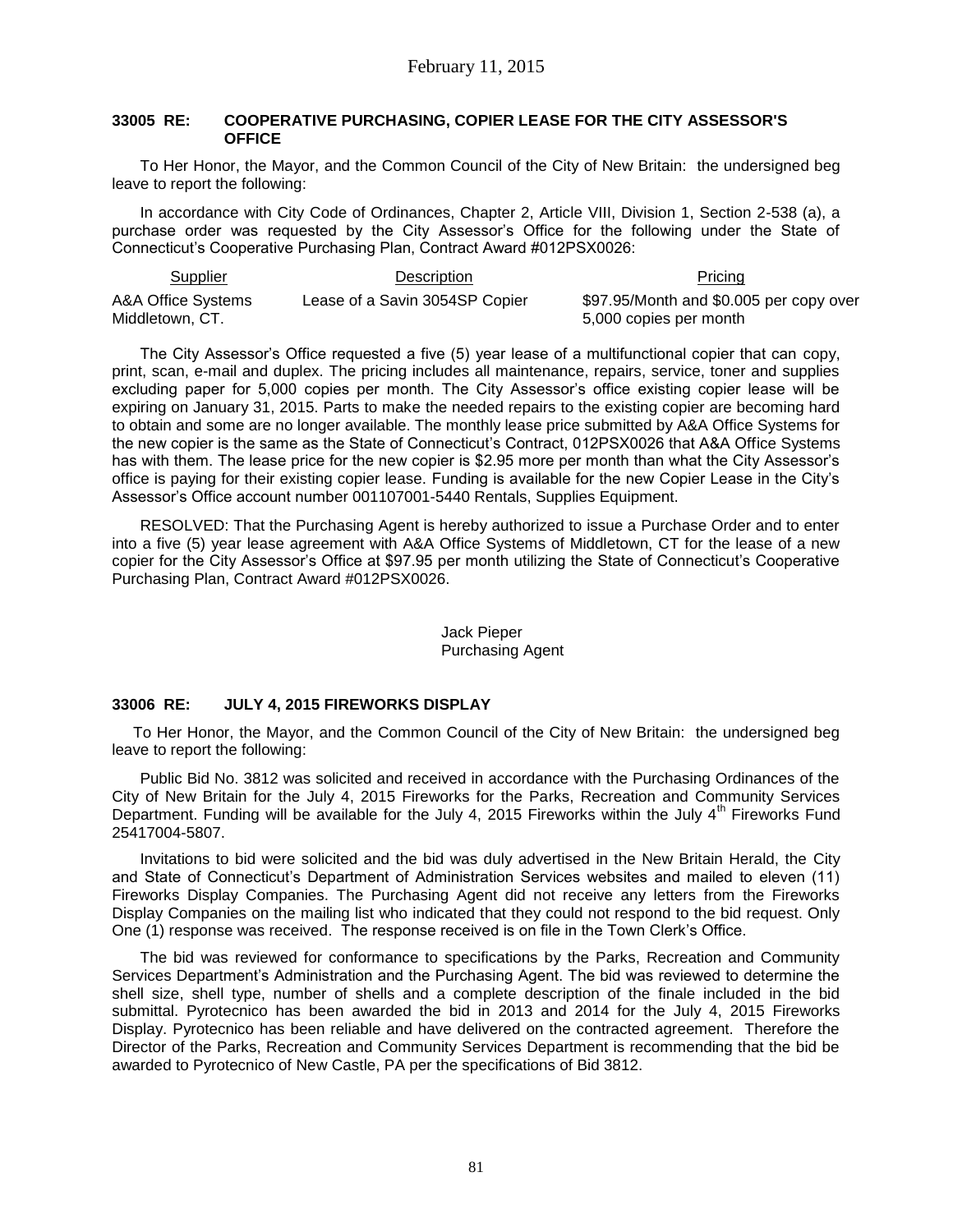### 33005 RE: COOPERATIVE PURCHASING, COPIER LEASE FOR THE CITY ASSESSOR'S OFFICE

To Her Honor, the Mayor, and the Common Council of the City of New Britain: the undersigned beg leave to report the following:

In accordance with City Code of Ordinances, Chapter 2, Article VIII, Division 1, Section 2-538 (a), a purchase order was requested by the City Assessor's Office for the following under the State of Connecticut's Cooperative Purchasing Plan, Contract Award #012PSX0026:

| Supplier | Description | Pricing |
|---|---|---|
| A&A Office Systems Middletown, CT. | Lease of a Savin 3054SP Copier | $97.95/Month and $0.005 per copy over 5,000 copies per month |

The City Assessor's Office requested a five (5) year lease of a multifunctional copier that can copy, print, scan, e-mail and duplex. The pricing includes all maintenance, repairs, service, toner and supplies excluding paper for 5,000 copies per month. The City Assessor's office existing copier lease will be expiring on January 31, 2015. Parts to make the needed repairs to the existing copier are becoming hard to obtain and some are no longer available. The monthly lease price submitted by A&A Office Systems for the new copier is the same as the State of Connecticut's Contract, 012PSX0026 that A&A Office Systems has with them. The lease price for the new copier is $2.95 more per month than what the City Assessor's office is paying for their existing copier lease. Funding is available for the new Copier Lease in the City's Assessor's Office account number 001107001-5440 Rentals, Supplies Equipment.

RESOLVED: That the Purchasing Agent is hereby authorized to issue a Purchase Order and to enter into a five (5) year lease agreement with A&A Office Systems of Middletown, CT for the lease of a new copier for the City Assessor's Office at $97.95 per month utilizing the State of Connecticut's Cooperative Purchasing Plan, Contract Award #012PSX0026.

Jack Pieper
Purchasing Agent

### 33006 RE: JULY 4, 2015 FIREWORKS DISPLAY

To Her Honor, the Mayor, and the Common Council of the City of New Britain: the undersigned beg leave to report the following:

Public Bid No. 3812 was solicited and received in accordance with the Purchasing Ordinances of the City of New Britain for the July 4, 2015 Fireworks for the Parks, Recreation and Community Services Department. Funding will be available for the July 4, 2015 Fireworks within the July 4th Fireworks Fund 25417004-5807.

Invitations to bid were solicited and the bid was duly advertised in the New Britain Herald, the City and State of Connecticut's Department of Administration Services websites and mailed to eleven (11) Fireworks Display Companies. The Purchasing Agent did not receive any letters from the Fireworks Display Companies on the mailing list who indicated that they could not respond to the bid request. Only One (1) response was received. The response received is on file in the Town Clerk's Office.

The bid was reviewed for conformance to specifications by the Parks, Recreation and Community Services Department's Administration and the Purchasing Agent. The bid was reviewed to determine the shell size, shell type, number of shells and a complete description of the finale included in the bid submittal. Pyrotecnico has been awarded the bid in 2013 and 2014 for the July 4, 2015 Fireworks Display. Pyrotecnico has been reliable and have delivered on the contracted agreement. Therefore the Director of the Parks, Recreation and Community Services Department is recommending that the bid be awarded to Pyrotecnico of New Castle, PA per the specifications of Bid 3812.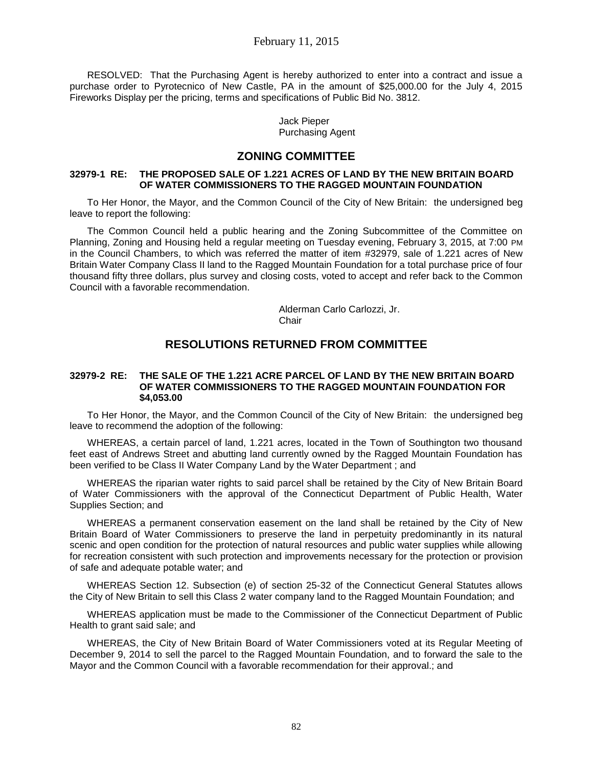RESOLVED: That the Purchasing Agent is hereby authorized to enter into a contract and issue a purchase order to Pyrotecnico of New Castle, PA in the amount of $25,000.00 for the July 4, 2015 Fireworks Display per the pricing, terms and specifications of Public Bid No. 3812.

Jack Pieper
Purchasing Agent

## ZONING COMMITTEE

### 32979-1 RE: THE PROPOSED SALE OF 1.221 ACRES OF LAND BY THE NEW BRITAIN BOARD OF WATER COMMISSIONERS TO THE RAGGED MOUNTAIN FOUNDATION

To Her Honor, the Mayor, and the Common Council of the City of New Britain: the undersigned beg leave to report the following:

The Common Council held a public hearing and the Zoning Subcommittee of the Committee on Planning, Zoning and Housing held a regular meeting on Tuesday evening, February 3, 2015, at 7:00 PM in the Council Chambers, to which was referred the matter of item #32979, sale of 1.221 acres of New Britain Water Company Class II land to the Ragged Mountain Foundation for a total purchase price of four thousand fifty three dollars, plus survey and closing costs, voted to accept and refer back to the Common Council with a favorable recommendation.

Alderman Carlo Carlozzi, Jr.
Chair

## RESOLUTIONS RETURNED FROM COMMITTEE

### 32979-2 RE: THE SALE OF THE 1.221 ACRE PARCEL OF LAND BY THE NEW BRITAIN BOARD OF WATER COMMISSIONERS TO THE RAGGED MOUNTAIN FOUNDATION FOR $4,053.00

To Her Honor, the Mayor, and the Common Council of the City of New Britain: the undersigned beg leave to recommend the adoption of the following:

WHEREAS, a certain parcel of land, 1.221 acres, located in the Town of Southington two thousand feet east of Andrews Street and abutting land currently owned by the Ragged Mountain Foundation has been verified to be Class II Water Company Land by the Water Department ; and

WHEREAS the riparian water rights to said parcel shall be retained by the City of New Britain Board of Water Commissioners with the approval of the Connecticut Department of Public Health, Water Supplies Section; and

WHEREAS a permanent conservation easement on the land shall be retained by the City of New Britain Board of Water Commissioners to preserve the land in perpetuity predominantly in its natural scenic and open condition for the protection of natural resources and public water supplies while allowing for recreation consistent with such protection and improvements necessary for the protection or provision of safe and adequate potable water; and

WHEREAS Section 12. Subsection (e) of section 25-32 of the Connecticut General Statutes allows the City of New Britain to sell this Class 2 water company land to the Ragged Mountain Foundation; and

WHEREAS application must be made to the Commissioner of the Connecticut Department of Public Health to grant said sale; and

WHEREAS, the City of New Britain Board of Water Commissioners voted at its Regular Meeting of December 9, 2014 to sell the parcel to the Ragged Mountain Foundation, and to forward the sale to the Mayor and the Common Council with a favorable recommendation for their approval.; and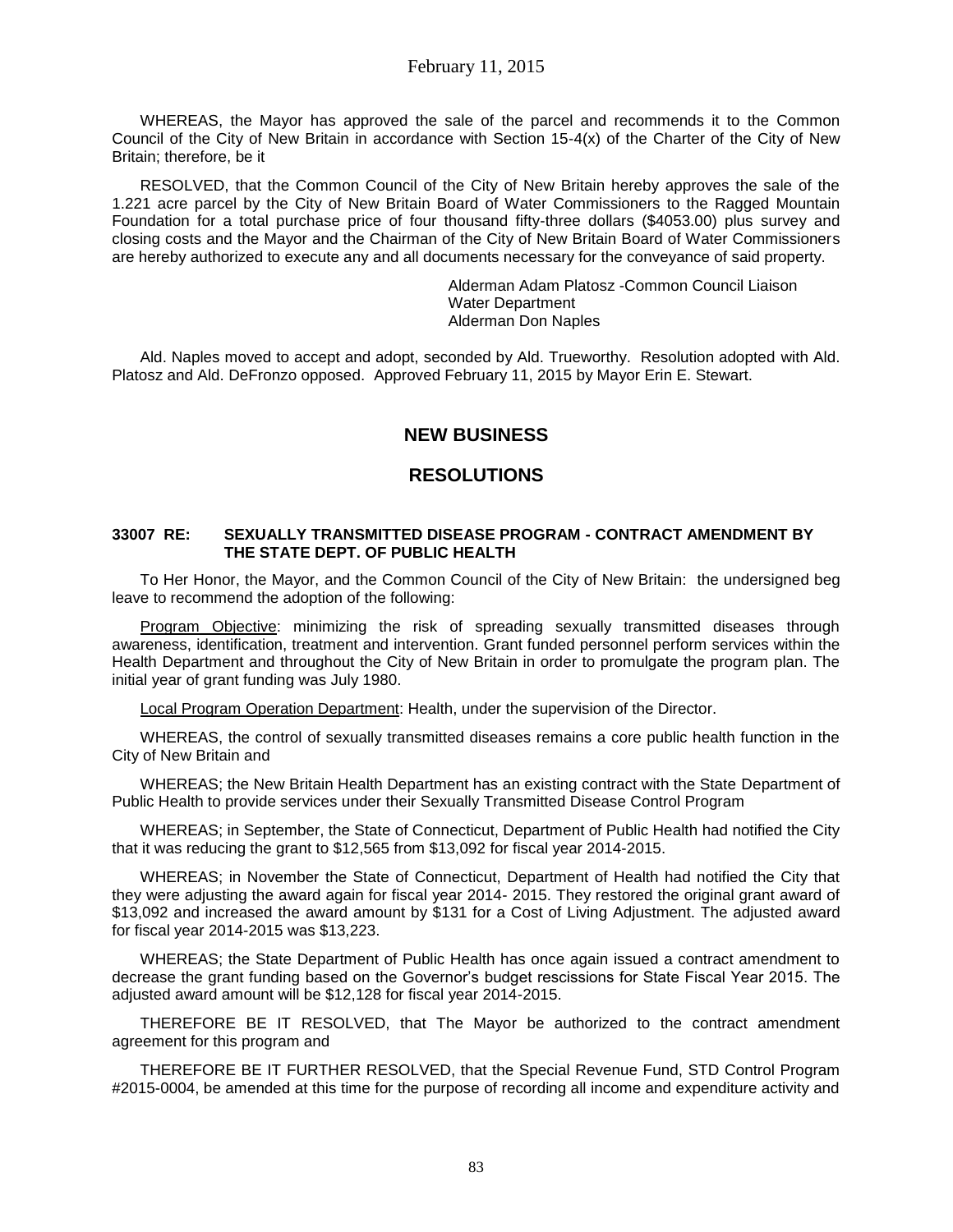WHEREAS, the Mayor has approved the sale of the parcel and recommends it to the Common Council of the City of New Britain in accordance with Section 15-4(x) of the Charter of the City of New Britain; therefore, be it

RESOLVED, that the Common Council of the City of New Britain hereby approves the sale of the 1.221 acre parcel by the City of New Britain Board of Water Commissioners to the Ragged Mountain Foundation for a total purchase price of four thousand fifty-three dollars ($4053.00) plus survey and closing costs and the Mayor and the Chairman of the City of New Britain Board of Water Commissioners are hereby authorized to execute any and all documents necessary for the conveyance of said property.

Alderman Adam Platosz -Common Council Liaison
Water Department
Alderman Don Naples

Ald. Naples moved to accept and adopt, seconded by Ald. Trueworthy. Resolution adopted with Ald. Platosz and Ald. DeFronzo opposed. Approved February 11, 2015 by Mayor Erin E. Stewart.

## NEW BUSINESS

## RESOLUTIONS

**33007 RE: SEXUALLY TRANSMITTED DISEASE PROGRAM - CONTRACT AMENDMENT BY THE STATE DEPT. OF PUBLIC HEALTH**

To Her Honor, the Mayor, and the Common Council of the City of New Britain: the undersigned beg leave to recommend the adoption of the following:

Program Objective: minimizing the risk of spreading sexually transmitted diseases through awareness, identification, treatment and intervention. Grant funded personnel perform services within the Health Department and throughout the City of New Britain in order to promulgate the program plan. The initial year of grant funding was July 1980.

Local Program Operation Department: Health, under the supervision of the Director.

WHEREAS, the control of sexually transmitted diseases remains a core public health function in the City of New Britain and

WHEREAS; the New Britain Health Department has an existing contract with the State Department of Public Health to provide services under their Sexually Transmitted Disease Control Program

WHEREAS; in September, the State of Connecticut, Department of Public Health had notified the City that it was reducing the grant to $12,565 from $13,092 for fiscal year 2014-2015.

WHEREAS; in November the State of Connecticut, Department of Health had notified the City that they were adjusting the award again for fiscal year 2014- 2015. They restored the original grant award of $13,092 and increased the award amount by $131 for a Cost of Living Adjustment. The adjusted award for fiscal year 2014-2015 was $13,223.

WHEREAS; the State Department of Public Health has once again issued a contract amendment to decrease the grant funding based on the Governor's budget rescissions for State Fiscal Year 2015. The adjusted award amount will be $12,128 for fiscal year 2014-2015.

THEREFORE BE IT RESOLVED, that The Mayor be authorized to the contract amendment agreement for this program and

THEREFORE BE IT FURTHER RESOLVED, that the Special Revenue Fund, STD Control Program #2015-0004, be amended at this time for the purpose of recording all income and expenditure activity and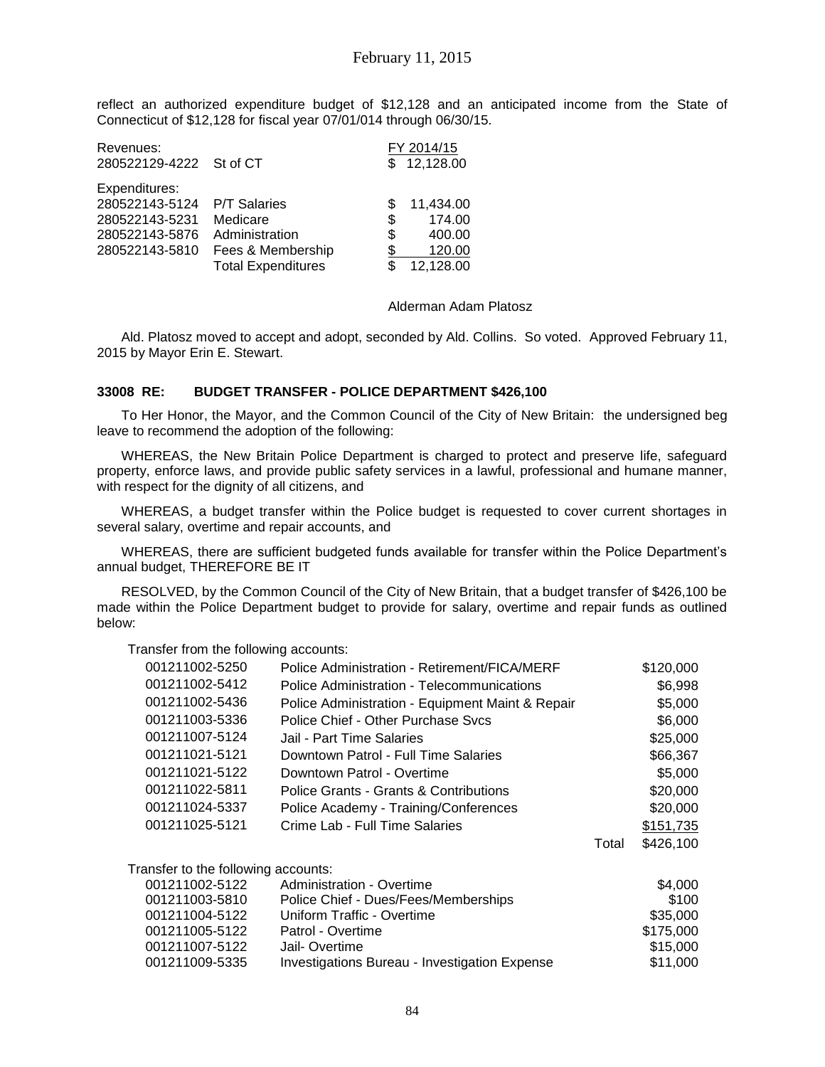reflect an authorized expenditure budget of $12,128 and an anticipated income from the State of Connecticut of $12,128 for fiscal year 07/01/014 through 06/30/15.

| Revenues: | | FY 2014/15 |
|---|---|---|
| 280522129-4222 | St of CT | $ 12,128.00 |
| Expenditures: | | |
| 280522143-5124 | P/T Salaries | $ 11,434.00 |
| 280522143-5231 | Medicare | $ 174.00 |
| 280522143-5876 | Administration | $ 400.00 |
| 280522143-5810 | Fees & Membership | $ 120.00 |
| | Total Expenditures | $ 12,128.00 |

Alderman Adam Platosz

Ald. Platosz moved to accept and adopt, seconded by Ald. Collins. So voted. Approved February 11, 2015 by Mayor Erin E. Stewart.

**33008 RE: BUDGET TRANSFER - POLICE DEPARTMENT $426,100**

To Her Honor, the Mayor, and the Common Council of the City of New Britain: the undersigned beg leave to recommend the adoption of the following:

WHEREAS, the New Britain Police Department is charged to protect and preserve life, safeguard property, enforce laws, and provide public safety services in a lawful, professional and humane manner, with respect for the dignity of all citizens, and

WHEREAS, a budget transfer within the Police budget is requested to cover current shortages in several salary, overtime and repair accounts, and

WHEREAS, there are sufficient budgeted funds available for transfer within the Police Department's annual budget, THEREFORE BE IT

RESOLVED, by the Common Council of the City of New Britain, that a budget transfer of $426,100 be made within the Police Department budget to provide for salary, overtime and repair funds as outlined below:

Transfer from the following accounts:

| | | | |
|---|---|---|---|
| 001211002-5250 | Police Administration - Retirement/FICA/MERF | | $120,000 |
| 001211002-5412 | Police Administration - Telecommunications | | $6,998 |
| 001211002-5436 | Police Administration - Equipment Maint & Repair | | $5,000 |
| 001211003-5336 | Police Chief - Other Purchase Svcs | | $6,000 |
| 001211007-5124 | Jail - Part Time Salaries | | $25,000 |
| 001211021-5121 | Downtown Patrol - Full Time Salaries | | $66,367 |
| 001211021-5122 | Downtown Patrol - Overtime | | $5,000 |
| 001211022-5811 | Police Grants - Grants & Contributions | | $20,000 |
| 001211024-5337 | Police Academy - Training/Conferences | | $20,000 |
| 001211025-5121 | Crime Lab - Full Time Salaries | | $151,735 |
| | | Total | $426,100 |

Transfer to the following accounts:

| | | |
|---|---|---|
| 001211002-5122 | Administration - Overtime | $4,000 |
| 001211003-5810 | Police Chief - Dues/Fees/Memberships | $100 |
| 001211004-5122 | Uniform Traffic - Overtime | $35,000 |
| 001211005-5122 | Patrol - Overtime | $175,000 |
| 001211007-5122 | Jail- Overtime | $15,000 |
| 001211009-5335 | Investigations Bureau - Investigation Expense | $11,000 |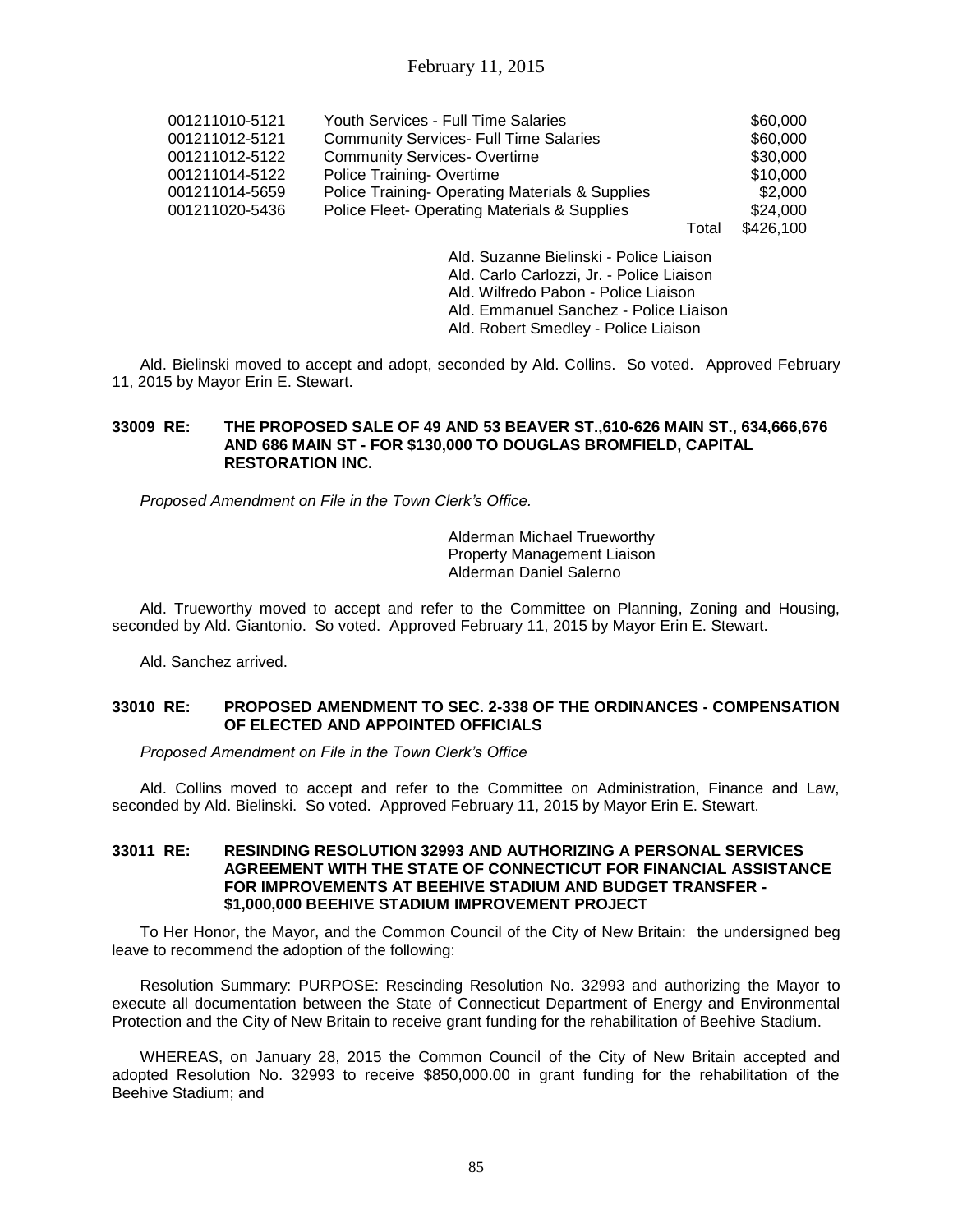| | | | |
|---|---|---|---|
| 001211010-5121 | Youth Services - Full Time Salaries | | \$60,000 |
| 001211012-5121 | Community Services- Full Time Salaries | | \$60,000 |
| 001211012-5122 | Community Services- Overtime | | \$30,000 |
| 001211014-5122 | Police Training- Overtime | | \$10,000 |
| 001211014-5659 | Police Training- Operating Materials & Supplies | | \$2,000 |
| 001211020-5436 | Police Fleet- Operating Materials & Supplies | | \$24,000 |
| | | Total | \$426,100 |

Ald. Suzanne Bielinski - Police Liaison
Ald. Carlo Carlozzi, Jr. - Police Liaison
Ald. Wilfredo Pabon - Police Liaison
Ald. Emmanuel Sanchez - Police Liaison
Ald. Robert Smedley - Police Liaison

Ald. Bielinski moved to accept and adopt, seconded by Ald. Collins. So voted. Approved February 11, 2015 by Mayor Erin E. Stewart.

**33009 RE: THE PROPOSED SALE OF 49 AND 53 BEAVER ST.,610-626 MAIN ST., 634,666,676 AND 686 MAIN ST - FOR \$130,000 TO DOUGLAS BROMFIELD, CAPITAL RESTORATION INC.**

*Proposed Amendment on File in the Town Clerk's Office.*

Alderman Michael Trueworthy
Property Management Liaison
Alderman Daniel Salerno

Ald. Trueworthy moved to accept and refer to the Committee on Planning, Zoning and Housing, seconded by Ald. Giantonio. So voted. Approved February 11, 2015 by Mayor Erin E. Stewart.

Ald. Sanchez arrived.

**33010 RE: PROPOSED AMENDMENT TO SEC. 2-338 OF THE ORDINANCES - COMPENSATION OF ELECTED AND APPOINTED OFFICIALS**

*Proposed Amendment on File in the Town Clerk's Office*

Ald. Collins moved to accept and refer to the Committee on Administration, Finance and Law, seconded by Ald. Bielinski. So voted. Approved February 11, 2015 by Mayor Erin E. Stewart.

**33011 RE: RESINDING RESOLUTION 32993 AND AUTHORIZING A PERSONAL SERVICES AGREEMENT WITH THE STATE OF CONNECTICUT FOR FINANCIAL ASSISTANCE FOR IMPROVEMENTS AT BEEHIVE STADIUM AND BUDGET TRANSFER - \$1,000,000 BEEHIVE STADIUM IMPROVEMENT PROJECT**

To Her Honor, the Mayor, and the Common Council of the City of New Britain: the undersigned beg leave to recommend the adoption of the following:

Resolution Summary: PURPOSE: Rescinding Resolution No. 32993 and authorizing the Mayor to execute all documentation between the State of Connecticut Department of Energy and Environmental Protection and the City of New Britain to receive grant funding for the rehabilitation of Beehive Stadium.

WHEREAS, on January 28, 2015 the Common Council of the City of New Britain accepted and adopted Resolution No. 32993 to receive \$850,000.00 in grant funding for the rehabilitation of the Beehive Stadium; and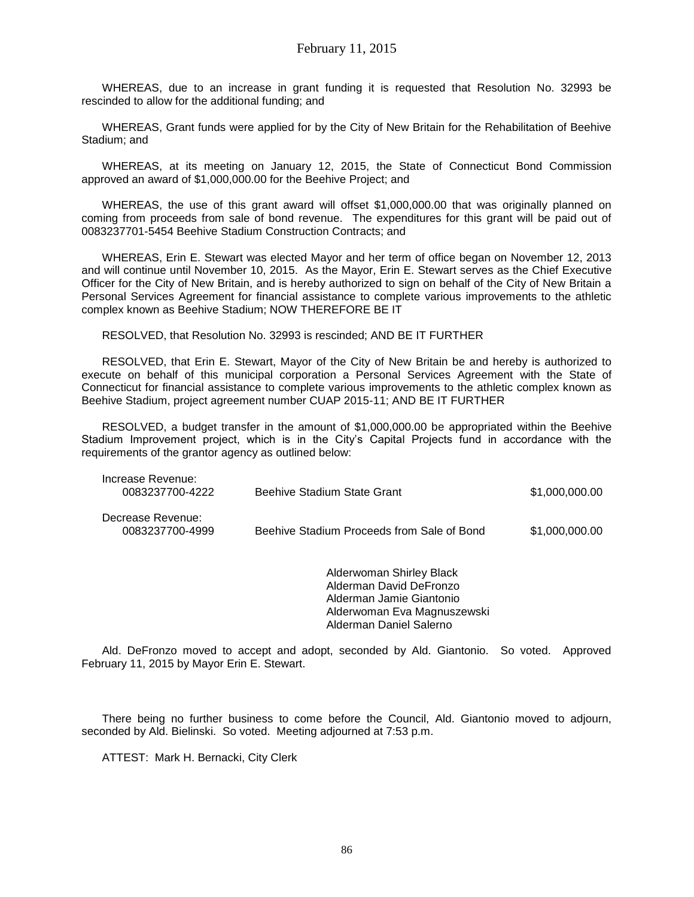WHEREAS, due to an increase in grant funding it is requested that Resolution No. 32993 be rescinded to allow for the additional funding; and

WHEREAS, Grant funds were applied for by the City of New Britain for the Rehabilitation of Beehive Stadium; and

WHEREAS, at its meeting on January 12, 2015, the State of Connecticut Bond Commission approved an award of $1,000,000.00 for the Beehive Project; and

WHEREAS, the use of this grant award will offset $1,000,000.00 that was originally planned on coming from proceeds from sale of bond revenue. The expenditures for this grant will be paid out of 0083237701-5454 Beehive Stadium Construction Contracts; and

WHEREAS, Erin E. Stewart was elected Mayor and her term of office began on November 12, 2013 and will continue until November 10, 2015. As the Mayor, Erin E. Stewart serves as the Chief Executive Officer for the City of New Britain, and is hereby authorized to sign on behalf of the City of New Britain a Personal Services Agreement for financial assistance to complete various improvements to the athletic complex known as Beehive Stadium; NOW THEREFORE BE IT

RESOLVED, that Resolution No. 32993 is rescinded; AND BE IT FURTHER

RESOLVED, that Erin E. Stewart, Mayor of the City of New Britain be and hereby is authorized to execute on behalf of this municipal corporation a Personal Services Agreement with the State of Connecticut for financial assistance to complete various improvements to the athletic complex known as Beehive Stadium, project agreement number CUAP 2015-11; AND BE IT FURTHER

RESOLVED, a budget transfer in the amount of $1,000,000.00 be appropriated within the Beehive Stadium Improvement project, which is in the City's Capital Projects fund in accordance with the requirements of the grantor agency as outlined below:

| | | |
|---|---|---|
| Increase Revenue: | | |
| 0083237700-4222 | Beehive Stadium State Grant | $1,000,000.00 |
| Decrease Revenue: | | |
| 0083237700-4999 | Beehive Stadium Proceeds from Sale of Bond | $1,000,000.00 |

Alderwoman Shirley Black
Alderman David DeFronzo
Alderman Jamie Giantonio
Alderwoman Eva Magnuszewski
Alderman Daniel Salerno

Ald. DeFronzo moved to accept and adopt, seconded by Ald. Giantonio. So voted. Approved February 11, 2015 by Mayor Erin E. Stewart.

There being no further business to come before the Council, Ald. Giantonio moved to adjourn, seconded by Ald. Bielinski. So voted. Meeting adjourned at 7:53 p.m.

ATTEST: Mark H. Bernacki, City Clerk